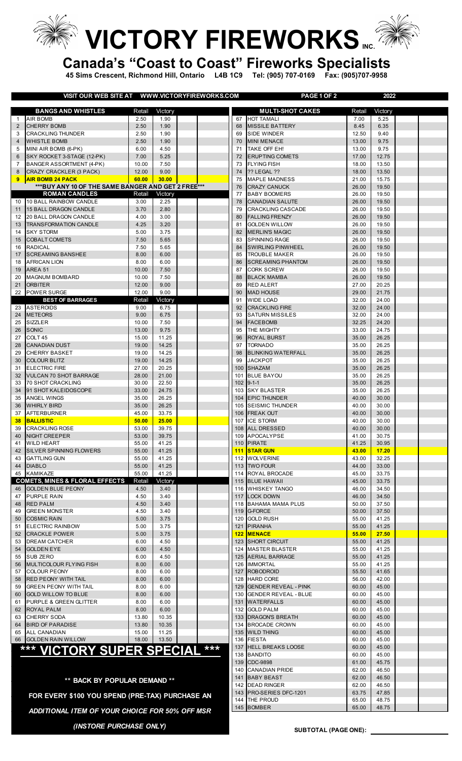# VICTORY FIREWORKS INC.

## Canada's "Coast to Coast" Fireworks Specialists

**45 Sims Crescent, Richmond Hill, Ontario L4B 1C9 Tel: (905) 707-0169 Fax: (905)707-9958**

**VISIT OUR WEB SITE AT WWW.VICTORYFIREWORKS.COM** **PAGE 1 OF 2** **2022**

| # | BANGS AND WHISTLES | Retail | Victory | | |
|---|---|---|---|---|---|
| 1 | AIR BOMB | 2.50 | 1.90 | | |
| 2 | CHERRY BOMB | 2.50 | 1.90 | | |
| 3 | CRACKLING THUNDER | 2.50 | 1.90 | | |
| 4 | WHISTLE BOMB | 2.50 | 1.90 | | |
| 5 | MINI AIR BOMB (6-PK) | 6.00 | 4.50 | | |
| 6 | SKY ROCKET 3-STAGE (12-PK) | 7.00 | 5.25 | | |
| 7 | BANGER ASSORTMENT (4-PK) | 10.00 | 7.50 | | |
| 8 | CRAZY CRACKLER (3 PACK) | 12.00 | 9.00 | | |
| **9** | **AIR BOMB 24 PACK** | **60.00** | **30.00** | | |
| | ***BUY ANY 10 OF THE SAME BANGER AND GET 2 FREE*** | | | | |
| | **ROMAN CANDLES** | Retail | Victory | | |
| 10 | 10 BALL RAINBOW CANDLE | 3.00 | 2.25 | | |
| 11 | 15 BALL DRAGON CANDLE | 3.70 | 2.80 | | |
| 12 | 20 BALL DRAGON CANDLE | 4.00 | 3.00 | | |
| 13 | TRANSFORMATION CANDLE | 4.25 | 3.20 | | |
| 14 | SKY STORM | 5.00 | 3.75 | | |
| 15 | COBALT COMETS | 7.50 | 5.65 | | |
| 16 | RADICAL | 7.50 | 5.65 | | |
| 17 | SCREAMING BANSHEE | 8.00 | 6.00 | | |
| 18 | AFRICAN LION | 8.00 | 6.00 | | |
| 19 | AREA 51 | 10.00 | 7.50 | | |
| 20 | MAGNUM BOMBARD | 10.00 | 7.50 | | |
| 21 | ORBITER | 12.00 | 9.00 | | |
| 22 | POWER SURGE | 12.00 | 9.00 | | |
| | **BEST OF BARRAGES** | Retail | Victory | | |
| 23 | ASTEROIDS | 9.00 | 6.75 | | |
| 24 | METEORS | 9.00 | 6.75 | | |
| 25 | SIZZLER | 10.00 | 7.50 | | |
| 26 | SONIC | 13.00 | 9.75 | | |
| 27 | COLT 45 | 15.00 | 11.25 | | |
| 28 | CANADIAN DUST | 19.00 | 14.25 | | |
| 29 | CHERRY BASKET | 19.00 | 14.25 | | |
| 30 | COLOUR BLITZ | 19.00 | 14.25 | | |
| 31 | ELECTRIC FIRE | 27.00 | 20.25 | | |
| 32 | VULCAN 70 SHOT BARRAGE | 28.00 | 21.00 | | |
| 33 | 70 SHOT CRACKLING | 30.00 | 22.50 | | |
| 34 | 91 SHOT KALEIDOSCOPE | 33.00 | 24.75 | | |
| 35 | ANGEL WINGS | 35.00 | 26.25 | | |
| 36 | WHIRLY BIRD | 35.00 | 26.25 | | |
| 37 | AFTERBURNER | 45.00 | 33.75 | | |
| **38** | **BALLISTIC** | **50.00** | **25.00** | | |
| 39 | CRACKLING ROSE | 53.00 | 39.75 | | |
| 40 | NIGHT CREEPER | 53.00 | 39.75 | | |
| 41 | WILD HEART | 55.00 | 41.25 | | |
| 42 | SILVER SPINNING FLOWERS | 55.00 | 41.25 | | |
| 43 | GATTLING GUN | 55.00 | 41.25 | | |
| 44 | DIABLO | 55.00 | 41.25 | | |
| 45 | KAMIKAZE | 55.00 | 41.25 | | |
| | **COMETS, MINES & FLORAL EFFECTS** | Retail | Victory | | |
| 46 | GOLDEN BLUE PEONY | 4.50 | 3.40 | | |
| 47 | PURPLE RAIN | 4.50 | 3.40 | | |
| 48 | RED PALM | 4.50 | 3.40 | | |
| 49 | GREEN MONSTER | 4.50 | 3.40 | | |
| 50 | COSMIC RAIN | 5.00 | 3.75 | | |
| 51 | ELECTRIC RAINBOW | 5.00 | 3.75 | | |
| 52 | CRACKLE POWER | 5.00 | 3.75 | | |
| 53 | DREAM CATCHER | 6.00 | 4.50 | | |
| 54 | GOLDEN EYE | 6.00 | 4.50 | | |
| 55 | SUB ZERO | 6.00 | 4.50 | | |
| 56 | MULTICOLOUR FLYING FISH | 8.00 | 6.00 | | |
| 57 | COLOUR PEONY | 8.00 | 6.00 | | |
| 58 | RED PEONY WITH TAIL | 8.00 | 6.00 | | |
| 59 | GREEN PEONY WITH TAIL | 8.00 | 6.00 | | |
| 60 | GOLD WILLOW TO BLUE | 8.00 | 6.00 | | |
| 61 | PURPLE & GREEN GLITTER | 8.00 | 6.00 | | |
| 62 | ROYAL PALM | 8.00 | 6.00 | | |
| 63 | CHERRY SODA | 13.80 | 10.35 | | |
| 64 | BIRD OF PARADISE | 13.80 | 10.35 | | |
| 65 | ALL CANADIAN | 15.00 | 11.25 | | |
| 66 | GOLDEN RAIN WILLOW | 18.00 | 13.50 | | |

## *** VICTORY SUPER SPECIAL ***

**** BACK BY POPULAR DEMAND ****

**FOR EVERY $100 YOU SPEND (PRE-TAX) PURCHASE AN**

***ADDITIONAL ITEM OF YOUR CHOICE FOR 50% OFF MSR***

***(INSTORE PURCHASE ONLY)***

| # | MULTI-SHOT CAKES | Retail | Victory | | |
|---|---|---|---|---|---|
| 67 | HOT TAMALI | 7.00 | 5.25 | | |
| 68 | MISSILE BATTERY | 8.45 | 6.35 | | |
| 69 | SIDE WINDER | 12.50 | 9.40 | | |
| 70 | MINI MENACE | 13.00 | 9.75 | | |
| 71 | TAKE OFF EH! | 13.00 | 9.75 | | |
| 72 | ERUPTING COMETS | 17.00 | 12.75 | | |
| 73 | FLYING FISH | 18.00 | 13.50 | | |
| 74 | ?? LEGAL ?? | 18.00 | 13.50 | | |
| 75 | MAPLE MADNESS | 21.00 | 15.75 | | |
| 76 | CRAZY CANUCK | 26.00 | 19.50 | | |
| 77 | BABY BOOMERS | 26.00 | 19.50 | | |
| 78 | CANADIAN SALUTE | 26.00 | 19.50 | | |
| 79 | CRACKLING CASCADE | 26.00 | 19.50 | | |
| 80 | FALLING FRENZY | 26.00 | 19.50 | | |
| 81 | GOLDEN WILLOW | 26.00 | 19.50 | | |
| 82 | MERLIN'S MAGIC | 26.00 | 19.50 | | |
| 83 | SPINNING RAGE | 26.00 | 19.50 | | |
| 84 | SWIRLING PINWHEEL | 26.00 | 19.50 | | |
| 85 | TROUBLE MAKER | 26.00 | 19.50 | | |
| 86 | SCREAMING PHANTOM | 26.00 | 19.50 | | |
| 87 | CORK SCREW | 26.00 | 19.50 | | |
| 88 | BLACK MAMBA | 26.00 | 19.50 | | |
| 89 | RED ALERT | 27.00 | 20.25 | | |
| 90 | MAD HOUSE | 29.00 | 21.75 | | |
| 91 | WIDE LOAD | 32.00 | 24.00 | | |
| 92 | CRACKLING FIRE | 32.00 | 24.00 | | |
| 93 | SATURN MISSILES | 32.00 | 24.00 | | |
| 94 | FACEBOMB | 32.25 | 24.20 | | |
| 95 | THE MIGHTY | 33.00 | 24.75 | | |
| 96 | ROYAL BURST | 35.00 | 26.25 | | |
| 97 | TORNADO | 35.00 | 26.25 | | |
| 98 | BLINKING WATERFALL | 35.00 | 26.25 | | |
| 99 | JACKPOT | 35.00 | 26.25 | | |
| 100 | SHAZAM | 35.00 | 26.25 | | |
| 101 | BLUE BAYOU | 35.00 | 26.25 | | |
| 102 | 9-1-1 | 35.00 | 26.25 | | |
| 103 | SKY BLASTER | 35.00 | 26.25 | | |
| 104 | EPIC THUNDER | 40.00 | 30.00 | | |
| 105 | SEISMIC THUNDER | 40.00 | 30.00 | | |
| 106 | FREAK OUT | 40.00 | 30.00 | | |
| 107 | ICE STORM | 40.00 | 30.00 | | |
| 108 | ALL DRESSED | 40.00 | 30.00 | | |
| 109 | APOCALYPSE | 41.00 | 30.75 | | |
| 110 | PIRATE | 41.25 | 30.95 | | |
| **111** | **STAR GUN** | **43.00** | **17.20** | | |
| 112 | WOLVERINE | 43.00 | 32.25 | | |
| 113 | TWO FOUR | 44.00 | 33.00 | | |
| 114 | ROYAL BROCADE | 45.00 | 33.75 | | |
| 115 | BLUE HAWAII | 45.00 | 33.75 | | |
| 116 | WHISKEY TANGO | 46.00 | 34.50 | | |
| 117 | LOCK DOWN | 46.00 | 34.50 | | |
| 118 | BAHAMA MAMA PLUS | 50.00 | 37.50 | | |
| 119 | G-FORCE | 50.00 | 37.50 | | |
| 120 | GOLD RUSH | 55.00 | 41.25 | | |
| 121 | PIRANHA | 55.00 | 41.25 | | |
| **122** | **MENACE** | **55.00** | **27.50** | | |
| 123 | SHORT CIRCUIT | 55.00 | 41.25 | | |
| 124 | MASTER BLASTER | 55.00 | 41.25 | | |
| 125 | AERIAL BARRAGE | 55.00 | 41.25 | | |
| 126 | IMMORTAL | 55.00 | 41.25 | | |
| 127 | ROBODROID | 55.50 | 41.65 | | |
| 128 | HARD CORE | 56.00 | 42.00 | | |
| 129 | GENDER REVEAL - PINK | 60.00 | 45.00 | | |
| 130 | GENDER REVEAL - BLUE | 60.00 | 45.00 | | |
| 131 | WATERFALLS | 60.00 | 45.00 | | |
| 132 | GOLD PALM | 60.00 | 45.00 | | |
| 133 | DRAGON'S BREATH | 60.00 | 45.00 | | |
| 134 | BROCADE CROWN | 60.00 | 45.00 | | |
| 135 | WILD THING | 60.00 | 45.00 | | |
| 136 | FIESTA | 60.00 | 45.00 | | |
| 137 | HELL BREAKS LOOSE | 60.00 | 45.00 | | |
| 138 | BANDITO | 60.00 | 45.00 | | |
| 139 | CDC-9898 | 61.00 | 45.75 | | |
| 140 | CANADIAN PRIDE | 62.00 | 46.50 | | |
| 141 | BABY BEAST | 62.00 | 46.50 | | |
| 142 | DEAD RINGER | 62.00 | 46.50 | | |
| 143 | PRO-SERIES DFC-1201 | 63.75 | 47.85 | | |
| 144 | THE PROUD | 65.00 | 48.75 | | |
| 145 | BOMBER | 65.00 | 48.75 | | |

**SUBTOTAL (PAGE ONE):** ______________________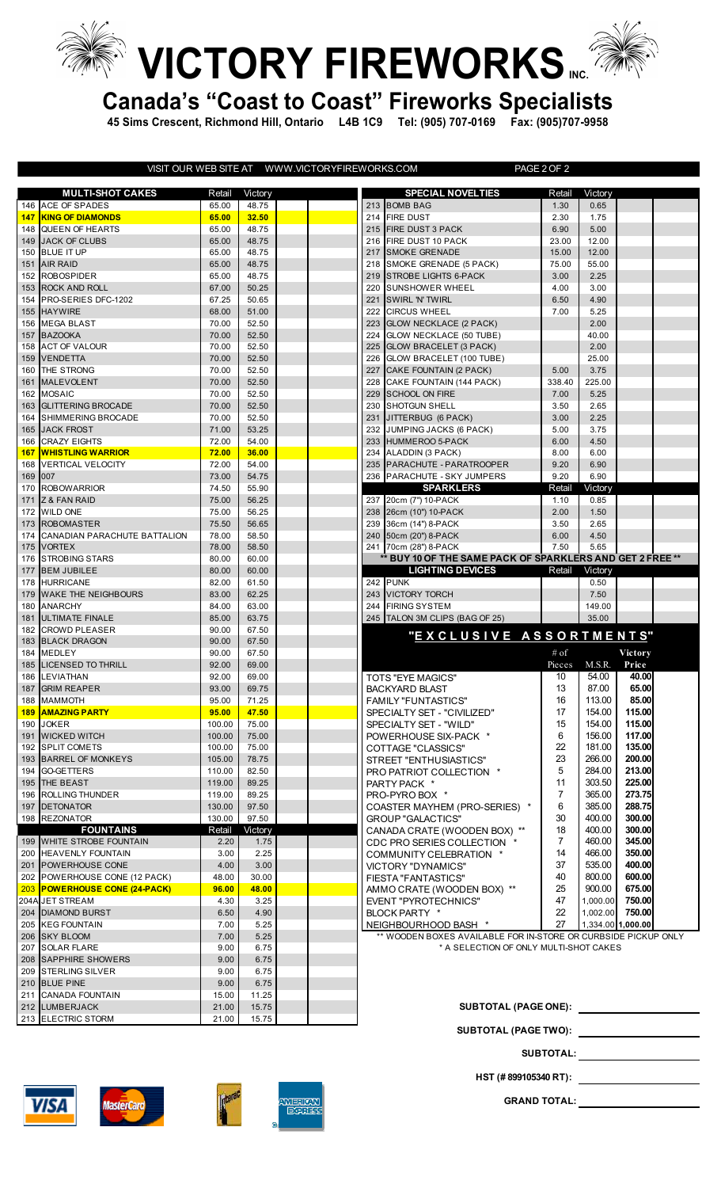# VICTORY FIREWORKS INC.

## Canada's "Coast to Coast" Fireworks Specialists

**45 Sims Crescent, Richmond Hill, Ontario L4B 1C9 Tel: (905) 707-0169 Fax: (905)707-9958**

VISIT OUR WEB SITE AT WWW.VICTORYFIREWORKS.COM

| | MULTI-SHOT CAKES | Retail | Victory | | |
|---|---|---|---|---|---|
| 146 | ACE OF SPADES | 65.00 | 48.75 | | |
| **147** | **KING OF DIAMONDS** | **65.00** | **32.50** | | |
| 148 | QUEEN OF HEARTS | 65.00 | 48.75 | | |
| 149 | JACK OF CLUBS | 65.00 | 48.75 | | |
| 150 | BLUE IT UP | 65.00 | 48.75 | | |
| 151 | AIR RAID | 65.00 | 48.75 | | |
| 152 | ROBOSPIDER | 65.00 | 48.75 | | |
| 153 | ROCK AND ROLL | 67.00 | 50.25 | | |
| 154 | PRO-SERIES DFC-1202 | 67.25 | 50.65 | | |
| 155 | HAYWIRE | 68.00 | 51.00 | | |
| 156 | MEGA BLAST | 70.00 | 52.50 | | |
| 157 | BAZOOKA | 70.00 | 52.50 | | |
| 158 | ACT OF VALOUR | 70.00 | 52.50 | | |
| 159 | VENDETTA | 70.00 | 52.50 | | |
| 160 | THE STRONG | 70.00 | 52.50 | | |
| 161 | MALEVOLENT | 70.00 | 52.50 | | |
| 162 | MOSAIC | 70.00 | 52.50 | | |
| 163 | GLITTERING BROCADE | 70.00 | 52.50 | | |
| 164 | SHIMMERING BROCADE | 70.00 | 52.50 | | |
| 165 | JACK FROST | 71.00 | 53.25 | | |
| 166 | CRAZY EIGHTS | 72.00 | 54.00 | | |
| **167** | **WHISTLING WARRIOR** | **72.00** | **36.00** | | |
| 168 | VERTICAL VELOCITY | 72.00 | 54.00 | | |
| 169 | 007 | 73.00 | 54.75 | | |
| 170 | ROBOWARRIOR | 74.50 | 55.90 | | |
| 171 | Z & FAN RAID | 75.00 | 56.25 | | |
| 172 | WILD ONE | 75.00 | 56.25 | | |
| 173 | ROBOMASTER | 75.50 | 56.65 | | |
| 174 | CANADIAN PARACHUTE BATTALION | 78.00 | 58.50 | | |
| 175 | VORTEX | 78.00 | 58.50 | | |
| 176 | STROBING STARS | 80.00 | 60.00 | | |
| 177 | BEM JUBILEE | 80.00 | 60.00 | | |
| 178 | HURRICANE | 82.00 | 61.50 | | |
| 179 | WAKE THE NEIGHBOURS | 83.00 | 62.25 | | |
| 180 | ANARCHY | 84.00 | 63.00 | | |
| 181 | ULTIMATE FINALE | 85.00 | 63.75 | | |
| 182 | CROWD PLEASER | 90.00 | 67.50 | | |
| 183 | BLACK DRAGON | 90.00 | 67.50 | | |
| 184 | MEDLEY | 90.00 | 67.50 | | |
| 185 | LICENSED TO THRILL | 92.00 | 69.00 | | |
| 186 | LEVIATHAN | 92.00 | 69.00 | | |
| 187 | GRIM REAPER | 93.00 | 69.75 | | |
| 188 | MAMMOTH | 95.00 | 71.25 | | |
| **189** | **AMAZING PARTY** | **95.00** | **47.50** | | |
| 190 | JOKER | 100.00 | 75.00 | | |
| 191 | WICKED WITCH | 100.00 | 75.00 | | |
| 192 | SPLIT COMETS | 100.00 | 75.00 | | |
| 193 | BARREL OF MONKEYS | 105.00 | 78.75 | | |
| 194 | GO-GETTERS | 110.00 | 82.50 | | |
| 195 | THE BEAST | 119.00 | 89.25 | | |
| 196 | ROLLING THUNDER | 119.00 | 89.25 | | |
| 197 | DETONATOR | 130.00 | 97.50 | | |
| 198 | REZONATOR | 130.00 | 97.50 | | |
| | **FOUNTAINS** | **Retail** | **Victory** | | |
| 199 | WHITE STROBE FOUNTAIN | 2.20 | 1.75 | | |
| 200 | HEAVENLY FOUNTAIN | 3.00 | 2.25 | | |
| 201 | POWERHOUSE CONE | 4.00 | 3.00 | | |
| 202 | POWERHOUSE CONE (12 PACK) | 48.00 | 30.00 | | |
| **203** | **POWERHOUSE CONE (24-PACK)** | **96.00** | **48.00** | | |
| 204A | JET STREAM | 4.30 | 3.25 | | |
| 204 | DIAMOND BURST | 6.50 | 4.90 | | |
| 205 | KEG FOUNTAIN | 7.00 | 5.25 | | |
| 206 | SKY BLOOM | 7.00 | 5.25 | | |
| 207 | SOLAR FLARE | 9.00 | 6.75 | | |
| 208 | SAPPHIRE SHOWERS | 9.00 | 6.75 | | |
| 209 | STERLING SILVER | 9.00 | 6.75 | | |
| 210 | BLUE PINE | 9.00 | 6.75 | | |
| 211 | CANADA FOUNTAIN | 15.00 | 11.25 | | |
| 212 | LUMBERJACK | 21.00 | 15.75 | | |
| 213 | ELECTRIC STORM | 21.00 | 15.75 | | |

| | SPECIAL NOVELTIES | Retail | Victory | | |
|---|---|---|---|---|---|
| 213 | BOMB BAG | 1.30 | 0.65 | | |
| 214 | FIRE DUST | 2.30 | 1.75 | | |
| 215 | FIRE DUST 3 PACK | 6.90 | 5.00 | | |
| 216 | FIRE DUST 10 PACK | 23.00 | 12.00 | | |
| 217 | SMOKE GRENADE | 15.00 | 12.00 | | |
| 218 | SMOKE GRENADE (5 PACK) | 75.00 | 55.00 | | |
| 219 | STROBE LIGHTS 6-PACK | 3.00 | 2.25 | | |
| 220 | SUNSHOWER WHEEL | 4.00 | 3.00 | | |
| 221 | SWIRL 'N' TWIRL | 6.50 | 4.90 | | |
| 222 | CIRCUS WHEEL | 7.00 | 5.25 | | |
| 223 | GLOW NECKLACE (2 PACK) | | 2.00 | | |
| 224 | GLOW NECKLACE (50 TUBE) | | 40.00 | | |
| 225 | GLOW BRACELET (3 PACK) | | 2.00 | | |
| 226 | GLOW BRACELET (100 TUBE) | | 25.00 | | |
| 227 | CAKE FOUNTAIN (2 PACK) | 5.00 | 3.75 | | |
| 228 | CAKE FOUNTAIN (144 PACK) | 338.40 | 225.00 | | |
| 229 | SCHOOL ON FIRE | 7.00 | 5.25 | | |
| 230 | SHOTGUN SHELL | 3.50 | 2.65 | | |
| 231 | JITTERBUG (6 PACK) | 3.00 | 2.25 | | |
| 232 | JUMPING JACKS (6 PACK) | 5.00 | 3.75 | | |
| 233 | HUMMEROO 5-PACK | 6.00 | 4.50 | | |
| 234 | ALADDIN (3 PACK) | 8.00 | 6.00 | | |
| 235 | PARACHUTE - PARATROOPER | 9.20 | 6.90 | | |
| 236 | PARACHUTE - SKY JUMPERS | 9.20 | 6.90 | | |
| | **SPARKLERS** | **Retail** | **Victory** | | |
| 237 | 20cm (7") 10-PACK | 1.10 | 0.85 | | |
| 238 | 26cm (10") 10-PACK | 2.00 | 1.50 | | |
| 239 | 36cm (14") 8-PACK | 3.50 | 2.65 | | |
| 240 | 50cm (20") 8-PACK | 6.00 | 4.50 | | |
| 241 | 70cm (28") 8-PACK | 7.50 | 5.65 | | |
| | **\*\* BUY 10 OF THE SAME PACK OF SPARKLERS AND GET 2 FREE \*\*** | | | | |
| | **LIGHTING DEVICES** | **Retail** | **Victory** | | |
| 242 | PUNK | | 0.50 | | |
| 243 | VICTORY TORCH | | 7.50 | | |
| 244 | FIRING SYSTEM | | 149.00 | | |
| 245 | TALON 3M CLIPS (BAG OF 25) | | 35.00 | | |

## "EXCLUSIVE ASSORTMENTS"

| | # of Pieces | M.S.R. | Victory Price | |
|---|---|---|---|---|
| TOTS "EYE MAGICS" | 10 | 54.00 | **40.00** | |
| BACKYARD BLAST | 13 | 87.00 | **65.00** | |
| FAMILY "FUNTASTICS" | 16 | 113.00 | **85.00** | |
| SPECIALTY SET - "CIVILIZED" | 17 | 154.00 | **115.00** | |
| SPECIALTY SET - "WILD" | 15 | 154.00 | **115.00** | |
| POWERHOUSE SIX-PACK * | 6 | 156.00 | **117.00** | |
| COTTAGE "CLASSICS" | 22 | 181.00 | **135.00** | |
| STREET "ENTHUSIASTICS" | 23 | 266.00 | **200.00** | |
| PRO PATRIOT COLLECTION * | 5 | 284.00 | **213.00** | |
| PARTY PACK * | 11 | 303.50 | **225.00** | |
| PRO-PYRO BOX * | 7 | 365.00 | **273.75** | |
| COASTER MAYHEM (PRO-SERIES) * | 6 | 385.00 | **288.75** | |
| GROUP "GALACTICS" | 30 | 400.00 | **300.00** | |
| CANADA CRATE (WOODEN BOX) ** | 18 | 400.00 | **300.00** | |
| CDC PRO SERIES COLLECTION * | 7 | 460.00 | **345.00** | |
| COMMUNITY CELEBRATION * | 14 | 466.00 | **350.00** | |
| VICTORY "DYNAMICS" | 37 | 535.00 | **400.00** | |
| FIESTA "FANTASTICS" | 40 | 800.00 | **600.00** | |
| AMMO CRATE (WOODEN BOX) ** | 25 | 900.00 | **675.00** | |
| EVENT "PYROTECHNICS" | 47 | 1,000.00 | **750.00** | |
| BLOCK PARTY * | 22 | 1,002.00 | **750.00** | |
| NEIGHBOURHOOD BASH * | 27 | 1,334.00 | **1,000.00** | |

** WOODEN BOXES AVAILABLE FOR IN-STORE OR CURBSIDE PICKUP ONLY

* A SELECTION OF ONLY MULTI-SHOT CAKES

**SUBTOTAL (PAGE ONE):** ____________

**SUBTOTAL (PAGE TWO):** ____________

**SUBTOTAL:** ____________

**HST (# 899105340 RT):** ____________

**GRAND TOTAL:** ____________